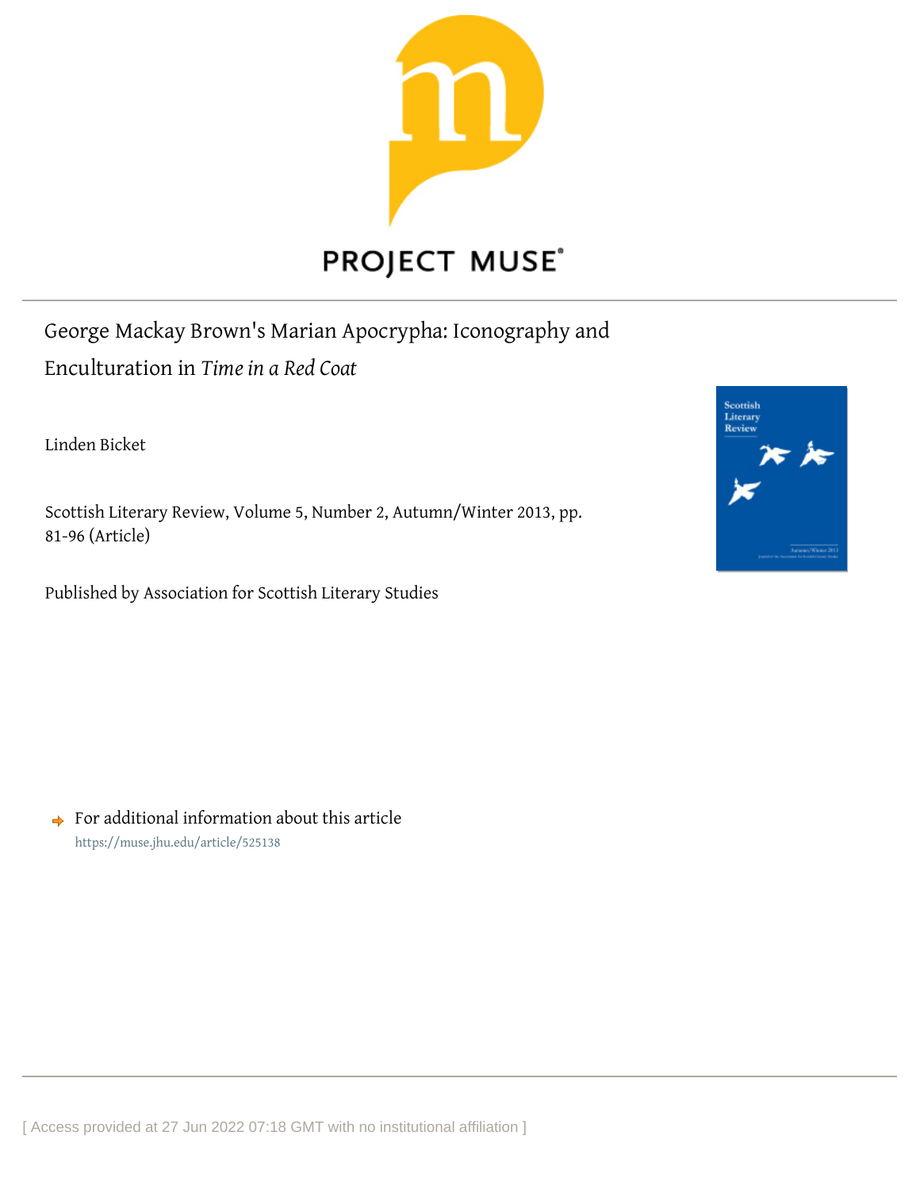# George Mackay Brown's Marian Apocrypha: Iconography and Enculturation in *Time in a Red Coat*

Linden Bicket

Scottish Literary Review, Volume 5, Number 2, Autumn/Winter 2013, pp. 81-96 (Article)

Published by Association for Scottish Literary Studies

For additional information about this article
https://muse.jhu.edu/article/525138

[ Access provided at 27 Jun 2022 07:18 GMT with no institutional affiliation ]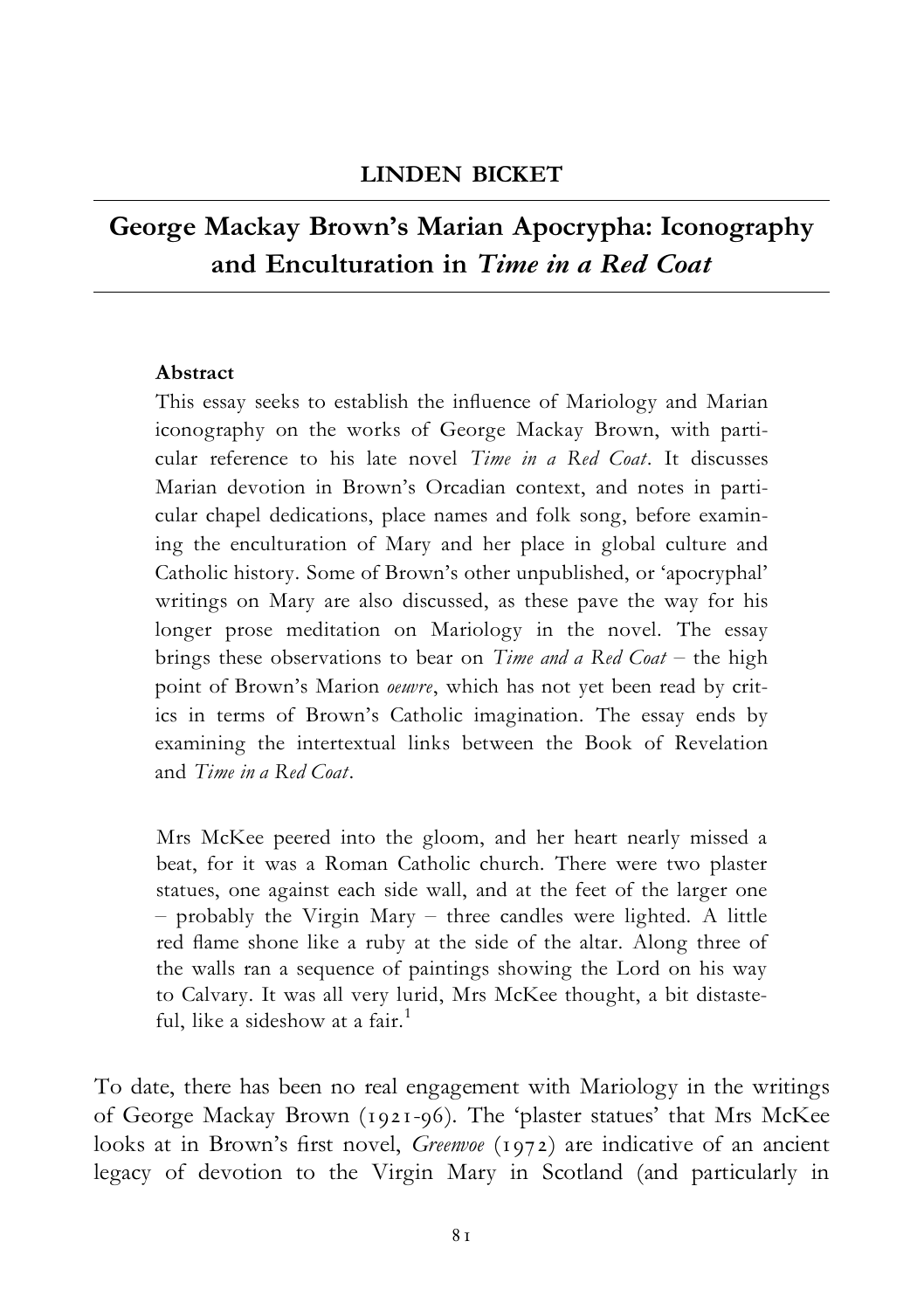**LINDEN BICKET**

# George Mackay Brown's Marian Apocrypha: Iconography and Enculturation in *Time in a Red Coat*

**Abstract**

This essay seeks to establish the influence of Mariology and Marian iconography on the works of George Mackay Brown, with particular reference to his late novel *Time in a Red Coat*. It discusses Marian devotion in Brown's Orcadian context, and notes in particular chapel dedications, place names and folk song, before examining the enculturation of Mary and her place in global culture and Catholic history. Some of Brown's other unpublished, or 'apocryphal' writings on Mary are also discussed, as these pave the way for his longer prose meditation on Mariology in the novel. The essay brings these observations to bear on *Time and a Red Coat* – the high point of Brown's Marion *oeuvre*, which has not yet been read by critics in terms of Brown's Catholic imagination. The essay ends by examining the intertextual links between the Book of Revelation and *Time in a Red Coat*.

> Mrs McKee peered into the gloom, and her heart nearly missed a beat, for it was a Roman Catholic church. There were two plaster statues, one against each side wall, and at the feet of the larger one – probably the Virgin Mary – three candles were lighted. A little red flame shone like a ruby at the side of the altar. Along three of the walls ran a sequence of paintings showing the Lord on his way to Calvary. It was all very lurid, Mrs McKee thought, a bit distasteful, like a sideshow at a fair.[1]

To date, there has been no real engagement with Mariology in the writings of George Mackay Brown (1921-96). The 'plaster statues' that Mrs McKee looks at in Brown's first novel, *Greenvoe* (1972) are indicative of an ancient legacy of devotion to the Virgin Mary in Scotland (and particularly in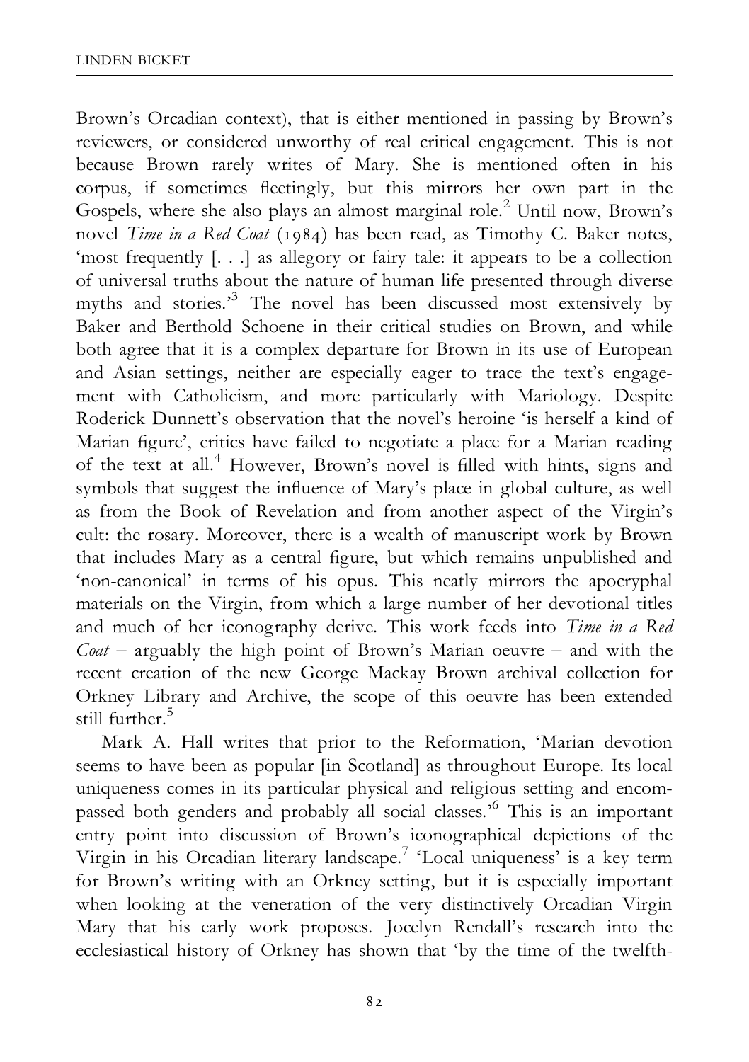Brown's Orcadian context), that is either mentioned in passing by Brown's reviewers, or considered unworthy of real critical engagement. This is not because Brown rarely writes of Mary. She is mentioned often in his corpus, if sometimes fleetingly, but this mirrors her own part in the Gospels, where she also plays an almost marginal role.[2] Until now, Brown's novel *Time in a Red Coat* (1984) has been read, as Timothy C. Baker notes, 'most frequently [. . .] as allegory or fairy tale: it appears to be a collection of universal truths about the nature of human life presented through diverse myths and stories.'[3] The novel has been discussed most extensively by Baker and Berthold Schoene in their critical studies on Brown, and while both agree that it is a complex departure for Brown in its use of European and Asian settings, neither are especially eager to trace the text's engagement with Catholicism, and more particularly with Mariology. Despite Roderick Dunnett's observation that the novel's heroine 'is herself a kind of Marian figure', critics have failed to negotiate a place for a Marian reading of the text at all.[4] However, Brown's novel is filled with hints, signs and symbols that suggest the influence of Mary's place in global culture, as well as from the Book of Revelation and from another aspect of the Virgin's cult: the rosary. Moreover, there is a wealth of manuscript work by Brown that includes Mary as a central figure, but which remains unpublished and 'non-canonical' in terms of his opus. This neatly mirrors the apocryphal materials on the Virgin, from which a large number of her devotional titles and much of her iconography derive. This work feeds into *Time in a Red Coat* – arguably the high point of Brown's Marian oeuvre – and with the recent creation of the new George Mackay Brown archival collection for Orkney Library and Archive, the scope of this oeuvre has been extended still further.[5]

Mark A. Hall writes that prior to the Reformation, 'Marian devotion seems to have been as popular [in Scotland] as throughout Europe. Its local uniqueness comes in its particular physical and religious setting and encompassed both genders and probably all social classes.'[6] This is an important entry point into discussion of Brown's iconographical depictions of the Virgin in his Orcadian literary landscape.[7] 'Local uniqueness' is a key term for Brown's writing with an Orkney setting, but it is especially important when looking at the veneration of the very distinctively Orcadian Virgin Mary that his early work proposes. Jocelyn Rendall's research into the ecclesiastical history of Orkney has shown that 'by the time of the twelfth-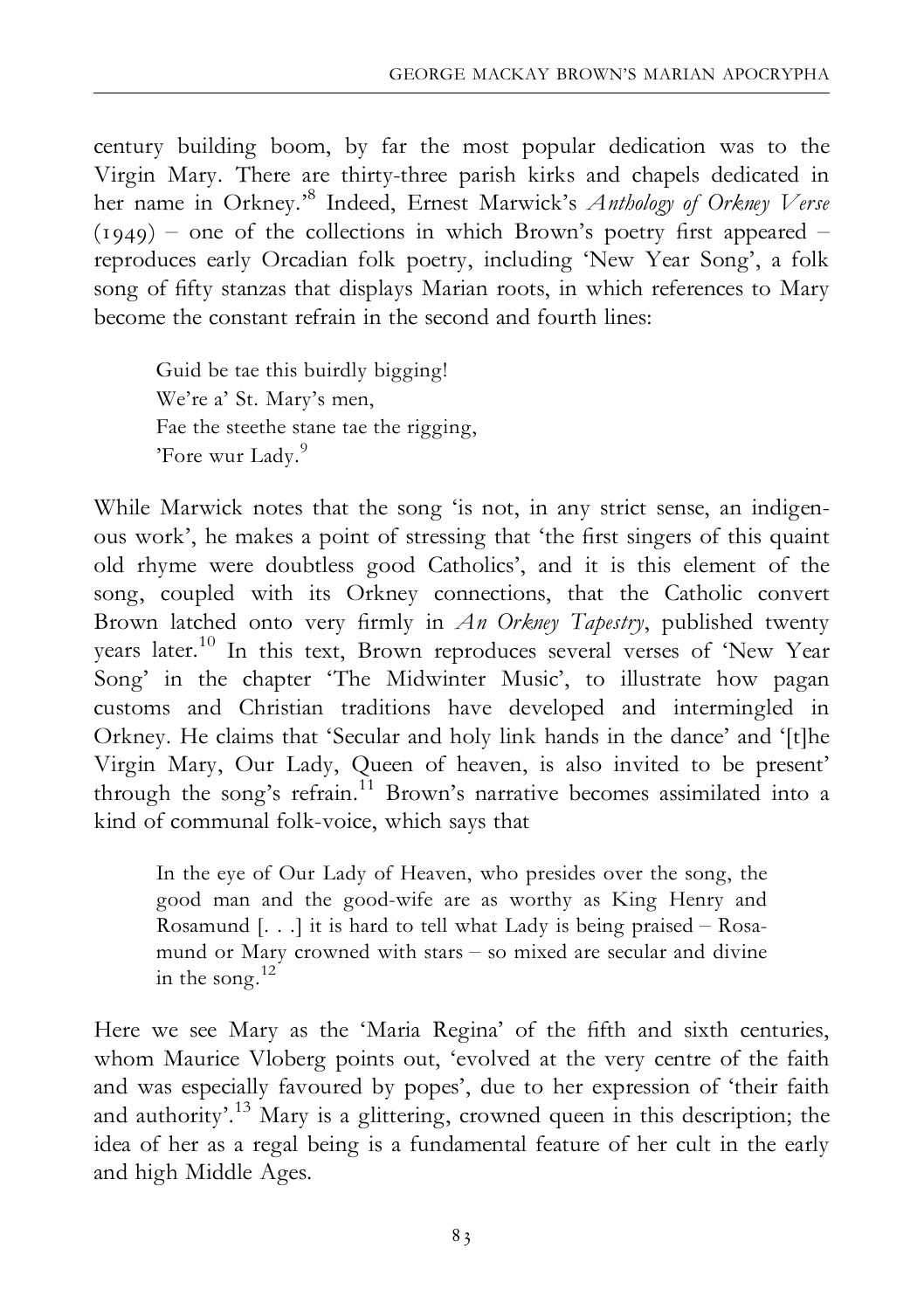century building boom, by far the most popular dedication was to the Virgin Mary. There are thirty-three parish kirks and chapels dedicated in her name in Orkney.'[8] Indeed, Ernest Marwick's *Anthology of Orkney Verse* (1949) – one of the collections in which Brown's poetry first appeared – reproduces early Orcadian folk poetry, including 'New Year Song', a folk song of fifty stanzas that displays Marian roots, in which references to Mary become the constant refrain in the second and fourth lines:

> Guid be tae this buirdly bigging!
> We're a' St. Mary's men,
> Fae the steethe stane tae the rigging,
> 'Fore wur Lady.[9]

While Marwick notes that the song 'is not, in any strict sense, an indigenous work', he makes a point of stressing that 'the first singers of this quaint old rhyme were doubtless good Catholics', and it is this element of the song, coupled with its Orkney connections, that the Catholic convert Brown latched onto very firmly in *An Orkney Tapestry*, published twenty years later.[10] In this text, Brown reproduces several verses of 'New Year Song' in the chapter 'The Midwinter Music', to illustrate how pagan customs and Christian traditions have developed and intermingled in Orkney. He claims that 'Secular and holy link hands in the dance' and '[t]he Virgin Mary, Our Lady, Queen of heaven, is also invited to be present' through the song's refrain.[11] Brown's narrative becomes assimilated into a kind of communal folk-voice, which says that

> In the eye of Our Lady of Heaven, who presides over the song, the good man and the good-wife are as worthy as King Henry and Rosamund [. . .] it is hard to tell what Lady is being praised – Rosamund or Mary crowned with stars – so mixed are secular and divine in the song.[12]

Here we see Mary as the 'Maria Regina' of the fifth and sixth centuries, whom Maurice Vloberg points out, 'evolved at the very centre of the faith and was especially favoured by popes', due to her expression of 'their faith and authority'.[13] Mary is a glittering, crowned queen in this description; the idea of her as a regal being is a fundamental feature of her cult in the early and high Middle Ages.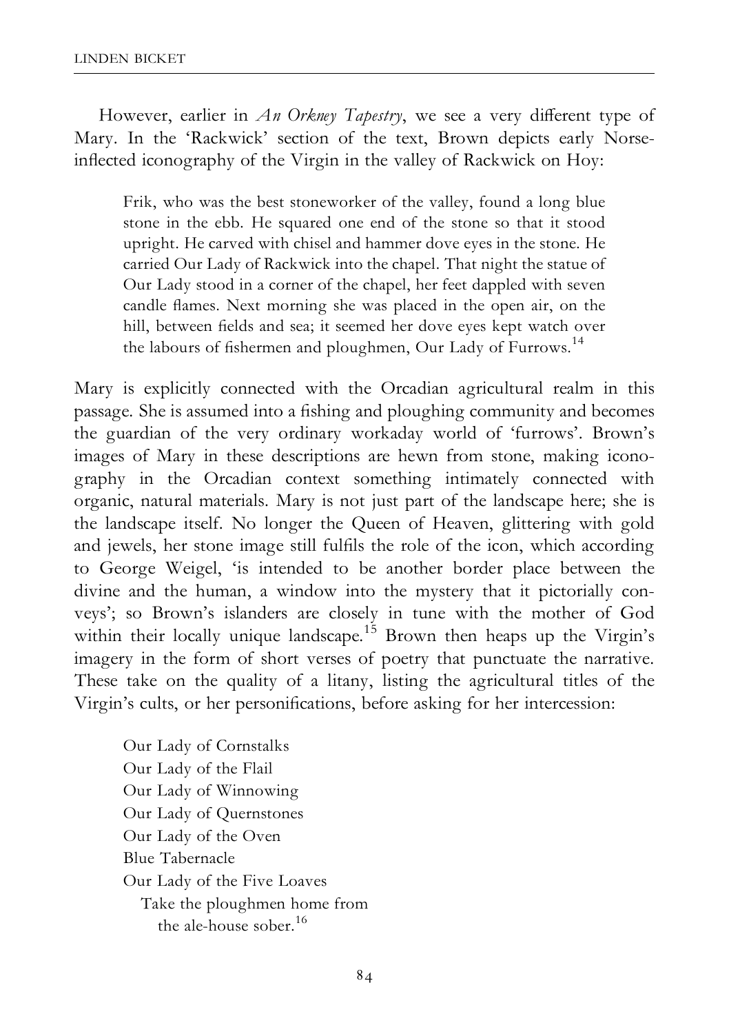However, earlier in *An Orkney Tapestry*, we see a very different type of Mary. In the 'Rackwick' section of the text, Brown depicts early Norse-inflected iconography of the Virgin in the valley of Rackwick on Hoy:

> Frik, who was the best stoneworker of the valley, found a long blue stone in the ebb. He squared one end of the stone so that it stood upright. He carved with chisel and hammer dove eyes in the stone. He carried Our Lady of Rackwick into the chapel. That night the statue of Our Lady stood in a corner of the chapel, her feet dappled with seven candle flames. Next morning she was placed in the open air, on the hill, between fields and sea; it seemed her dove eyes kept watch over the labours of fishermen and ploughmen, Our Lady of Furrows.[14]

Mary is explicitly connected with the Orcadian agricultural realm in this passage. She is assumed into a fishing and ploughing community and becomes the guardian of the very ordinary workaday world of 'furrows'. Brown's images of Mary in these descriptions are hewn from stone, making iconography in the Orcadian context something intimately connected with organic, natural materials. Mary is not just part of the landscape here; she is the landscape itself. No longer the Queen of Heaven, glittering with gold and jewels, her stone image still fulfils the role of the icon, which according to George Weigel, 'is intended to be another border place between the divine and the human, a window into the mystery that it pictorially conveys'; so Brown's islanders are closely in tune with the mother of God within their locally unique landscape.[15] Brown then heaps up the Virgin's imagery in the form of short verses of poetry that punctuate the narrative. These take on the quality of a litany, listing the agricultural titles of the Virgin's cults, or her personifications, before asking for her intercession:

> Our Lady of Cornstalks
> Our Lady of the Flail
> Our Lady of Winnowing
> Our Lady of Quernstones
> Our Lady of the Oven
> Blue Tabernacle
> Our Lady of the Five Loaves
> &nbsp;&nbsp;Take the ploughmen home from
> &nbsp;&nbsp;&nbsp;&nbsp;the ale-house sober.[16]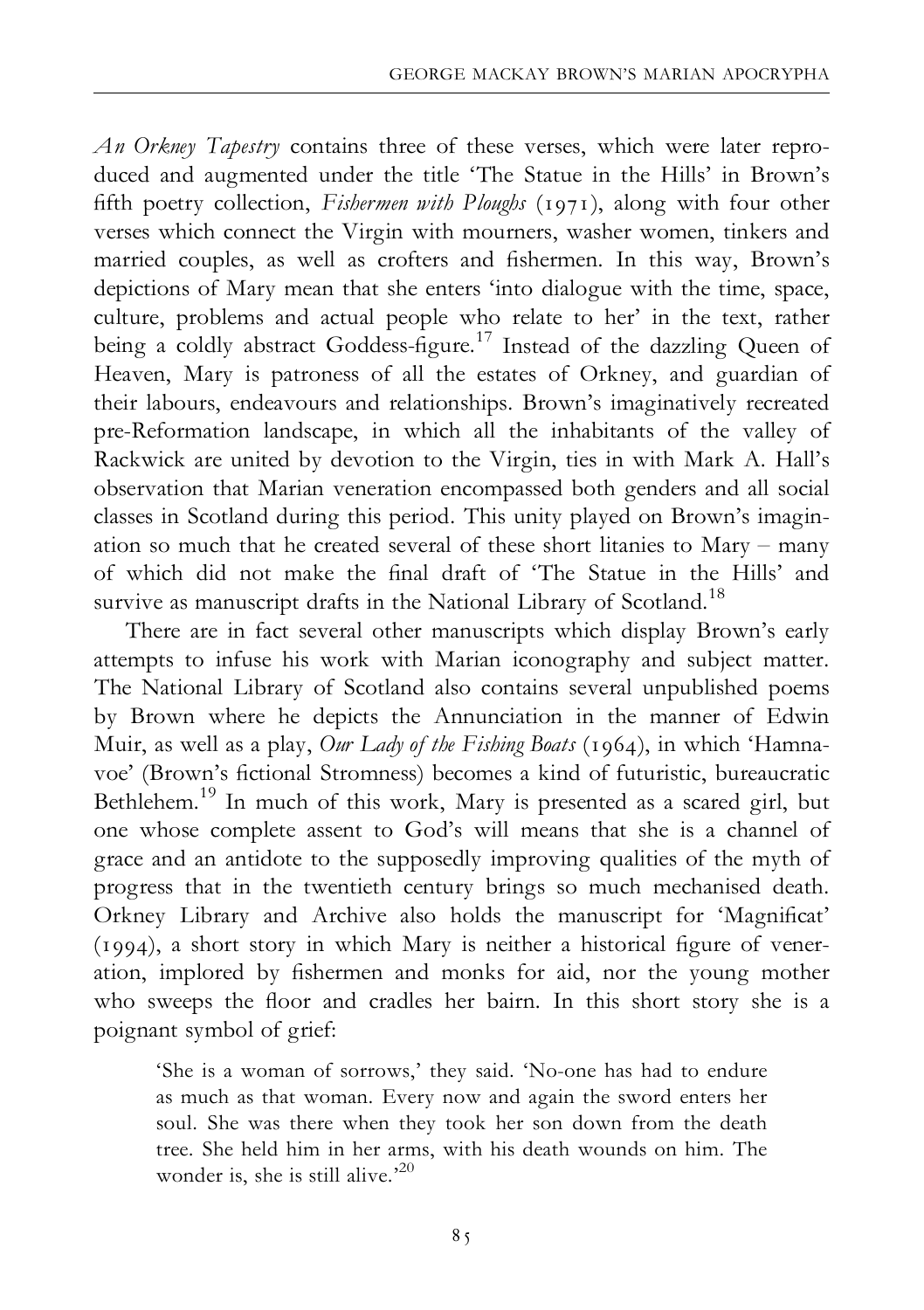*An Orkney Tapestry* contains three of these verses, which were later reproduced and augmented under the title 'The Statue in the Hills' in Brown's fifth poetry collection, *Fishermen with Ploughs* (1971), along with four other verses which connect the Virgin with mourners, washer women, tinkers and married couples, as well as crofters and fishermen. In this way, Brown's depictions of Mary mean that she enters 'into dialogue with the time, space, culture, problems and actual people who relate to her' in the text, rather being a coldly abstract Goddess-figure.[17] Instead of the dazzling Queen of Heaven, Mary is patroness of all the estates of Orkney, and guardian of their labours, endeavours and relationships. Brown's imaginatively recreated pre-Reformation landscape, in which all the inhabitants of the valley of Rackwick are united by devotion to the Virgin, ties in with Mark A. Hall's observation that Marian veneration encompassed both genders and all social classes in Scotland during this period. This unity played on Brown's imagination so much that he created several of these short litanies to Mary – many of which did not make the final draft of 'The Statue in the Hills' and survive as manuscript drafts in the National Library of Scotland.[18]

There are in fact several other manuscripts which display Brown's early attempts to infuse his work with Marian iconography and subject matter. The National Library of Scotland also contains several unpublished poems by Brown where he depicts the Annunciation in the manner of Edwin Muir, as well as a play, *Our Lady of the Fishing Boats* (1964), in which 'Hamnavoe' (Brown's fictional Stromness) becomes a kind of futuristic, bureaucratic Bethlehem.[19] In much of this work, Mary is presented as a scared girl, but one whose complete assent to God's will means that she is a channel of grace and an antidote to the supposedly improving qualities of the myth of progress that in the twentieth century brings so much mechanised death. Orkney Library and Archive also holds the manuscript for 'Magnificat' (1994), a short story in which Mary is neither a historical figure of veneration, implored by fishermen and monks for aid, nor the young mother who sweeps the floor and cradles her bairn. In this short story she is a poignant symbol of grief:

> 'She is a woman of sorrows,' they said. 'No-one has had to endure as much as that woman. Every now and again the sword enters her soul. She was there when they took her son down from the death tree. She held him in her arms, with his death wounds on him. The wonder is, she is still alive.'[20]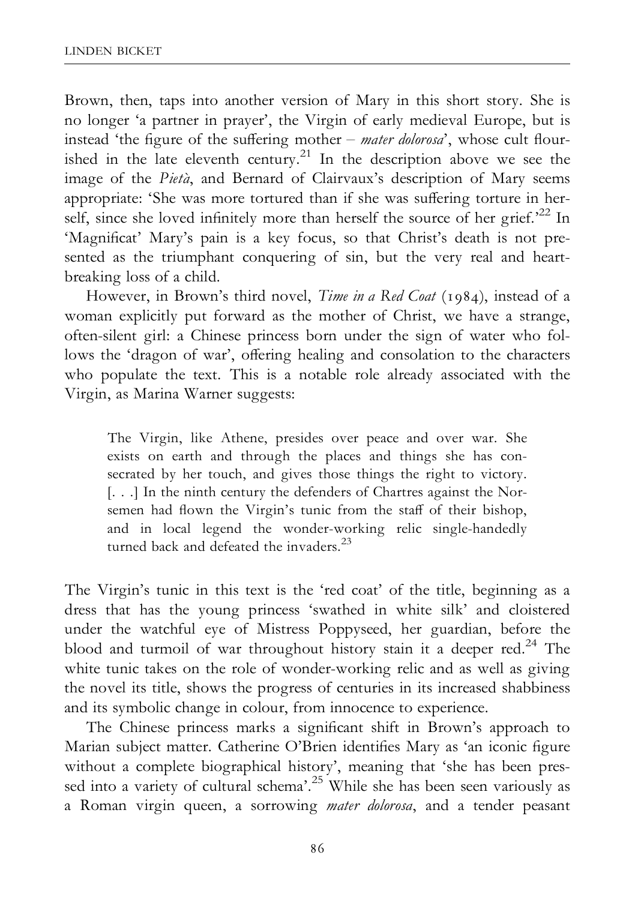Brown, then, taps into another version of Mary in this short story. She is no longer 'a partner in prayer', the Virgin of early medieval Europe, but is instead 'the figure of the suffering mother – *mater dolorosa*', whose cult flourished in the late eleventh century.[21] In the description above we see the image of the *Pietà*, and Bernard of Clairvaux's description of Mary seems appropriate: 'She was more tortured than if she was suffering torture in herself, since she loved infinitely more than herself the source of her grief.'[22] In 'Magnificat' Mary's pain is a key focus, so that Christ's death is not presented as the triumphant conquering of sin, but the very real and heartbreaking loss of a child.

However, in Brown's third novel, *Time in a Red Coat* (1984), instead of a woman explicitly put forward as the mother of Christ, we have a strange, often-silent girl: a Chinese princess born under the sign of water who follows the 'dragon of war', offering healing and consolation to the characters who populate the text. This is a notable role already associated with the Virgin, as Marina Warner suggests:

> The Virgin, like Athene, presides over peace and over war. She exists on earth and through the places and things she has consecrated by her touch, and gives those things the right to victory. [. . .] In the ninth century the defenders of Chartres against the Norsemen had flown the Virgin's tunic from the staff of their bishop, and in local legend the wonder-working relic single-handedly turned back and defeated the invaders.[23]

The Virgin's tunic in this text is the 'red coat' of the title, beginning as a dress that has the young princess 'swathed in white silk' and cloistered under the watchful eye of Mistress Poppyseed, her guardian, before the blood and turmoil of war throughout history stain it a deeper red.[24] The white tunic takes on the role of wonder-working relic and as well as giving the novel its title, shows the progress of centuries in its increased shabbiness and its symbolic change in colour, from innocence to experience.

The Chinese princess marks a significant shift in Brown's approach to Marian subject matter. Catherine O'Brien identifies Mary as 'an iconic figure without a complete biographical history', meaning that 'she has been pressed into a variety of cultural schema'.[25] While she has been seen variously as a Roman virgin queen, a sorrowing *mater dolorosa*, and a tender peasant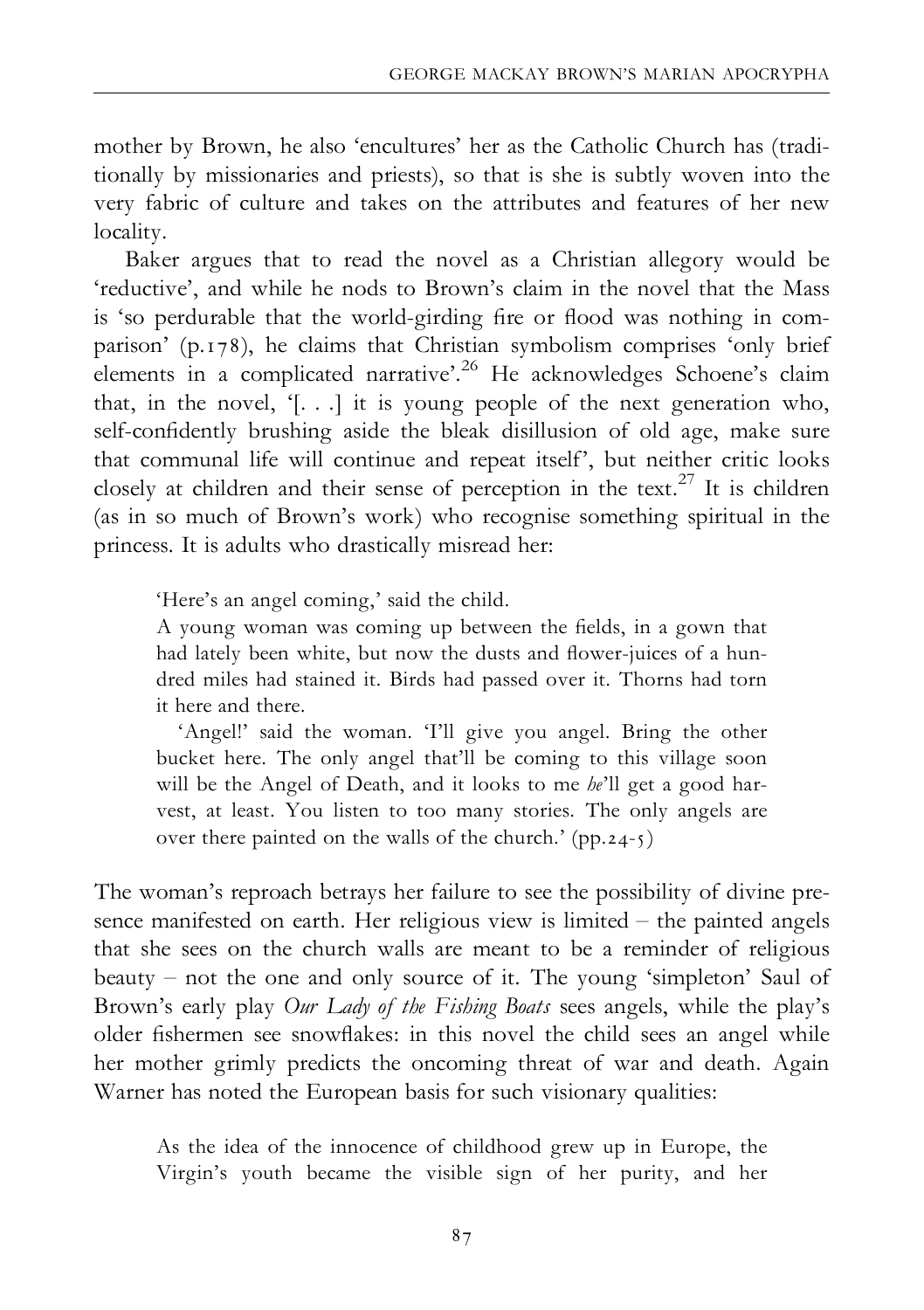mother by Brown, he also 'encultures' her as the Catholic Church has (traditionally by missionaries and priests), so that is she is subtly woven into the very fabric of culture and takes on the attributes and features of her new locality.

Baker argues that to read the novel as a Christian allegory would be 'reductive', and while he nods to Brown's claim in the novel that the Mass is 'so perdurable that the world-girding fire or flood was nothing in comparison' (p.178), he claims that Christian symbolism comprises 'only brief elements in a complicated narrative'.[26] He acknowledges Schoene's claim that, in the novel, '[. . .] it is young people of the next generation who, self-confidently brushing aside the bleak disillusion of old age, make sure that communal life will continue and repeat itself', but neither critic looks closely at children and their sense of perception in the text.[27] It is children (as in so much of Brown's work) who recognise something spiritual in the princess. It is adults who drastically misread her:

> 'Here's an angel coming,' said the child.
>
> A young woman was coming up between the fields, in a gown that had lately been white, but now the dusts and flower-juices of a hundred miles had stained it. Birds had passed over it. Thorns had torn it here and there.
>
> 'Angel!' said the woman. 'I'll give you angel. Bring the other bucket here. The only angel that'll be coming to this village soon will be the Angel of Death, and it looks to me *he*'ll get a good harvest, at least. You listen to too many stories. The only angels are over there painted on the walls of the church.' (pp.24-5)

The woman's reproach betrays her failure to see the possibility of divine presence manifested on earth. Her religious view is limited – the painted angels that she sees on the church walls are meant to be a reminder of religious beauty – not the one and only source of it. The young 'simpleton' Saul of Brown's early play *Our Lady of the Fishing Boats* sees angels, while the play's older fishermen see snowflakes: in this novel the child sees an angel while her mother grimly predicts the oncoming threat of war and death. Again Warner has noted the European basis for such visionary qualities:

> As the idea of the innocence of childhood grew up in Europe, the Virgin's youth became the visible sign of her purity, and her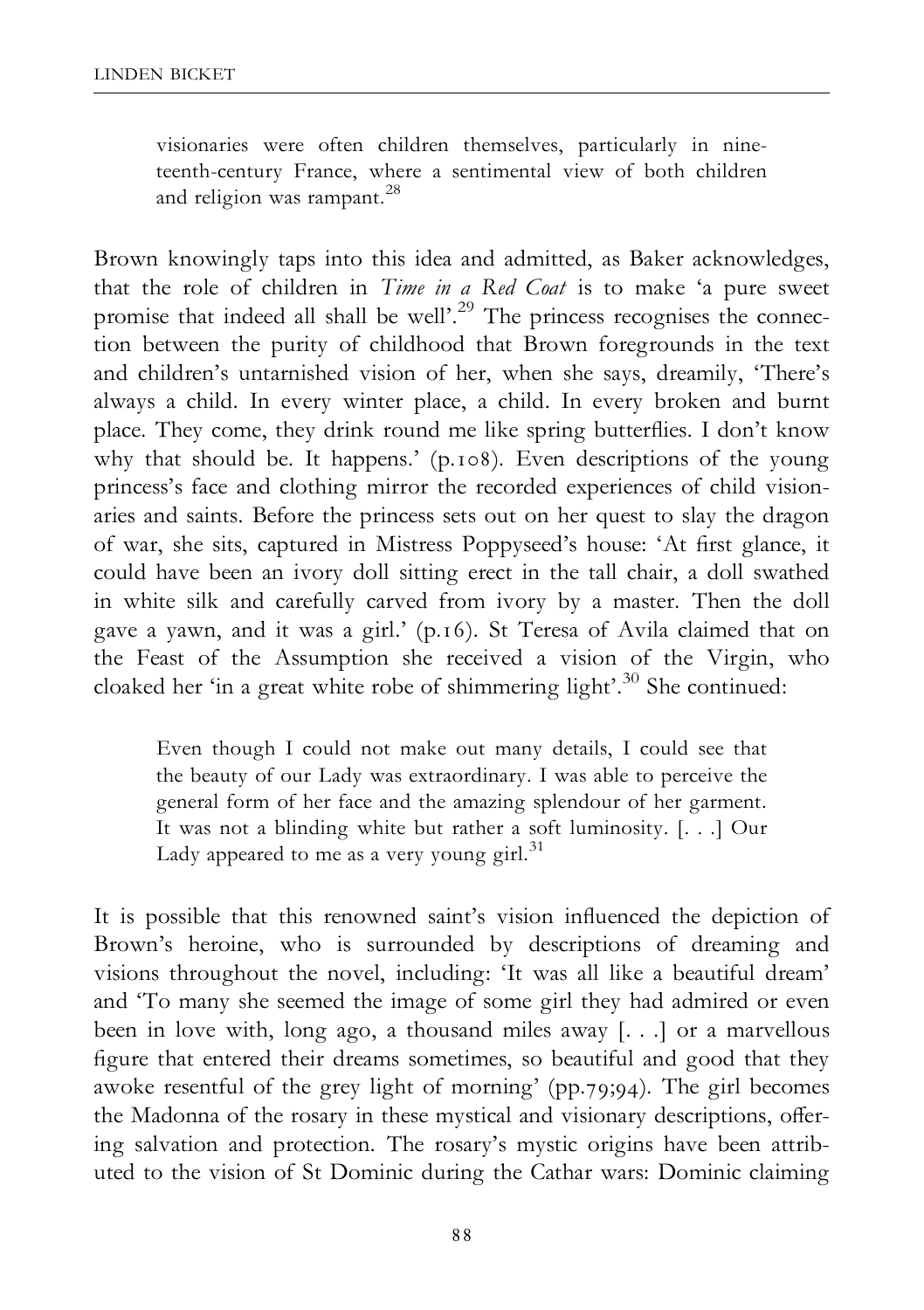> visionaries were often children themselves, particularly in nineteenth-century France, where a sentimental view of both children and religion was rampant.[28]

Brown knowingly taps into this idea and admitted, as Baker acknowledges, that the role of children in *Time in a Red Coat* is to make 'a pure sweet promise that indeed all shall be well'.[29] The princess recognises the connection between the purity of childhood that Brown foregrounds in the text and children's untarnished vision of her, when she says, dreamily, 'There's always a child. In every winter place, a child. In every broken and burnt place. They come, they drink round me like spring butterflies. I don't know why that should be. It happens.' (p.108). Even descriptions of the young princess's face and clothing mirror the recorded experiences of child visionaries and saints. Before the princess sets out on her quest to slay the dragon of war, she sits, captured in Mistress Poppyseed's house: 'At first glance, it could have been an ivory doll sitting erect in the tall chair, a doll swathed in white silk and carefully carved from ivory by a master. Then the doll gave a yawn, and it was a girl.' (p.16). St Teresa of Avila claimed that on the Feast of the Assumption she received a vision of the Virgin, who cloaked her 'in a great white robe of shimmering light'.[30] She continued:

> Even though I could not make out many details, I could see that the beauty of our Lady was extraordinary. I was able to perceive the general form of her face and the amazing splendour of her garment. It was not a blinding white but rather a soft luminosity. [. . .] Our Lady appeared to me as a very young girl.[31]

It is possible that this renowned saint's vision influenced the depiction of Brown's heroine, who is surrounded by descriptions of dreaming and visions throughout the novel, including: 'It was all like a beautiful dream' and 'To many she seemed the image of some girl they had admired or even been in love with, long ago, a thousand miles away [. . .] or a marvellous figure that entered their dreams sometimes, so beautiful and good that they awoke resentful of the grey light of morning' (pp.79;94). The girl becomes the Madonna of the rosary in these mystical and visionary descriptions, offering salvation and protection. The rosary's mystic origins have been attributed to the vision of St Dominic during the Cathar wars: Dominic claiming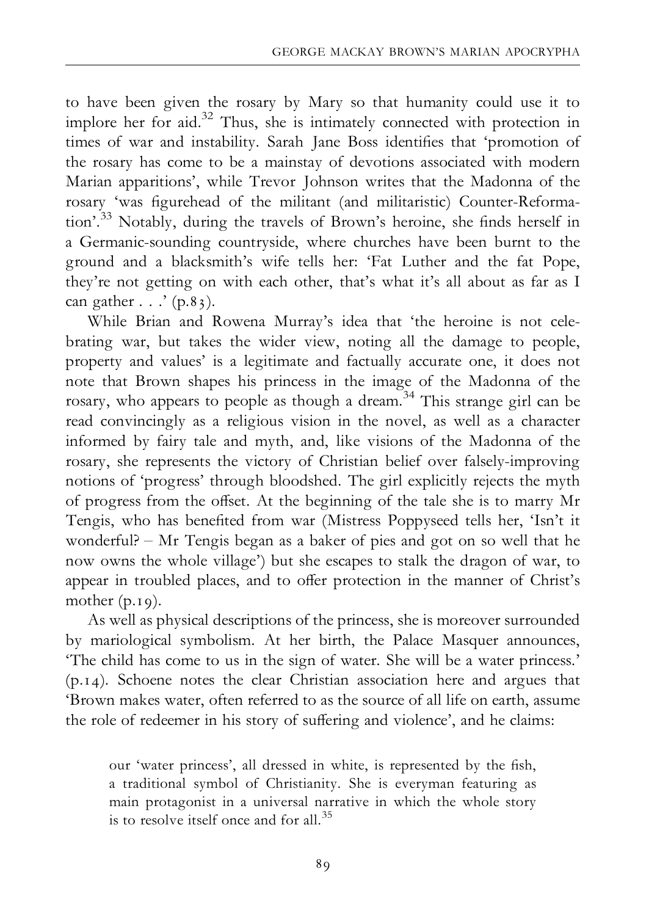to have been given the rosary by Mary so that humanity could use it to implore her for aid.[32] Thus, she is intimately connected with protection in times of war and instability. Sarah Jane Boss identifies that 'promotion of the rosary has come to be a mainstay of devotions associated with modern Marian apparitions', while Trevor Johnson writes that the Madonna of the rosary 'was figurehead of the militant (and militaristic) Counter-Reformation'.[33] Notably, during the travels of Brown's heroine, she finds herself in a Germanic-sounding countryside, where churches have been burnt to the ground and a blacksmith's wife tells her: 'Fat Luther and the fat Pope, they're not getting on with each other, that's what it's all about as far as I can gather . . .' (p.83).

While Brian and Rowena Murray's idea that 'the heroine is not celebrating war, but takes the wider view, noting all the damage to people, property and values' is a legitimate and factually accurate one, it does not note that Brown shapes his princess in the image of the Madonna of the rosary, who appears to people as though a dream.[34] This strange girl can be read convincingly as a religious vision in the novel, as well as a character informed by fairy tale and myth, and, like visions of the Madonna of the rosary, she represents the victory of Christian belief over falsely-improving notions of 'progress' through bloodshed. The girl explicitly rejects the myth of progress from the offset. At the beginning of the tale she is to marry Mr Tengis, who has benefited from war (Mistress Poppyseed tells her, 'Isn't it wonderful? – Mr Tengis began as a baker of pies and got on so well that he now owns the whole village') but she escapes to stalk the dragon of war, to appear in troubled places, and to offer protection in the manner of Christ's mother (p.19).

As well as physical descriptions of the princess, she is moreover surrounded by mariological symbolism. At her birth, the Palace Masquer announces, 'The child has come to us in the sign of water. She will be a water princess.' (p.14). Schoene notes the clear Christian association here and argues that 'Brown makes water, often referred to as the source of all life on earth, assume the role of redeemer in his story of suffering and violence', and he claims:

> our 'water princess', all dressed in white, is represented by the fish, a traditional symbol of Christianity. She is everyman featuring as main protagonist in a universal narrative in which the whole story is to resolve itself once and for all.[35]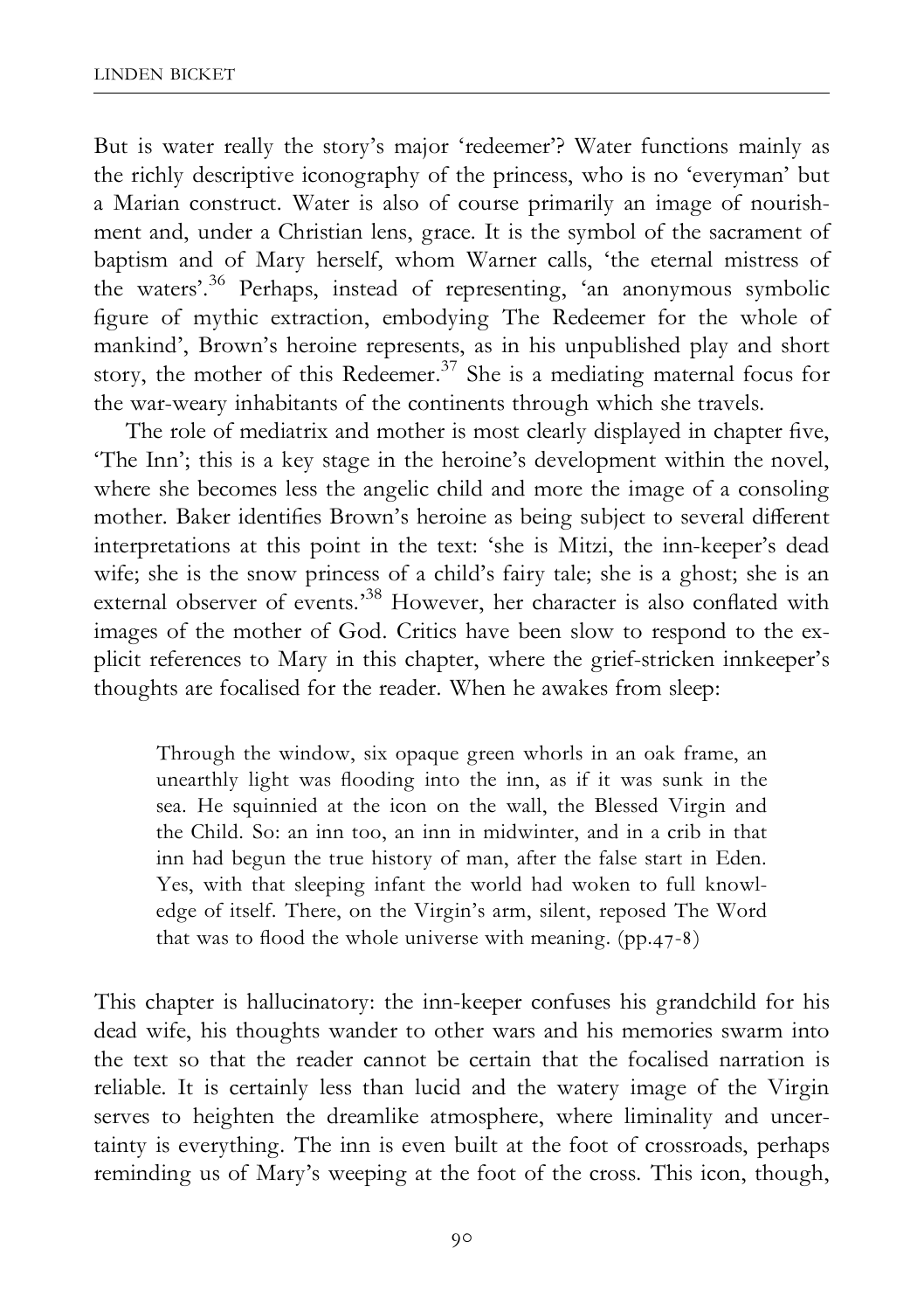But is water really the story's major 'redeemer'? Water functions mainly as the richly descriptive iconography of the princess, who is no 'everyman' but a Marian construct. Water is also of course primarily an image of nourishment and, under a Christian lens, grace. It is the symbol of the sacrament of baptism and of Mary herself, whom Warner calls, 'the eternal mistress of the waters'.[36] Perhaps, instead of representing, 'an anonymous symbolic figure of mythic extraction, embodying The Redeemer for the whole of mankind', Brown's heroine represents, as in his unpublished play and short story, the mother of this Redeemer.[37] She is a mediating maternal focus for the war-weary inhabitants of the continents through which she travels.

The role of mediatrix and mother is most clearly displayed in chapter five, 'The Inn'; this is a key stage in the heroine's development within the novel, where she becomes less the angelic child and more the image of a consoling mother. Baker identifies Brown's heroine as being subject to several different interpretations at this point in the text: 'she is Mitzi, the inn-keeper's dead wife; she is the snow princess of a child's fairy tale; she is a ghost; she is an external observer of events.'[38] However, her character is also conflated with images of the mother of God. Critics have been slow to respond to the explicit references to Mary in this chapter, where the grief-stricken innkeeper's thoughts are focalised for the reader. When he awakes from sleep:

> Through the window, six opaque green whorls in an oak frame, an unearthly light was flooding into the inn, as if it was sunk in the sea. He squinnied at the icon on the wall, the Blessed Virgin and the Child. So: an inn too, an inn in midwinter, and in a crib in that inn had begun the true history of man, after the false start in Eden. Yes, with that sleeping infant the world had woken to full knowledge of itself. There, on the Virgin's arm, silent, reposed The Word that was to flood the whole universe with meaning. (pp.47-8)

This chapter is hallucinatory: the inn-keeper confuses his grandchild for his dead wife, his thoughts wander to other wars and his memories swarm into the text so that the reader cannot be certain that the focalised narration is reliable. It is certainly less than lucid and the watery image of the Virgin serves to heighten the dreamlike atmosphere, where liminality and uncertainty is everything. The inn is even built at the foot of crossroads, perhaps reminding us of Mary's weeping at the foot of the cross. This icon, though,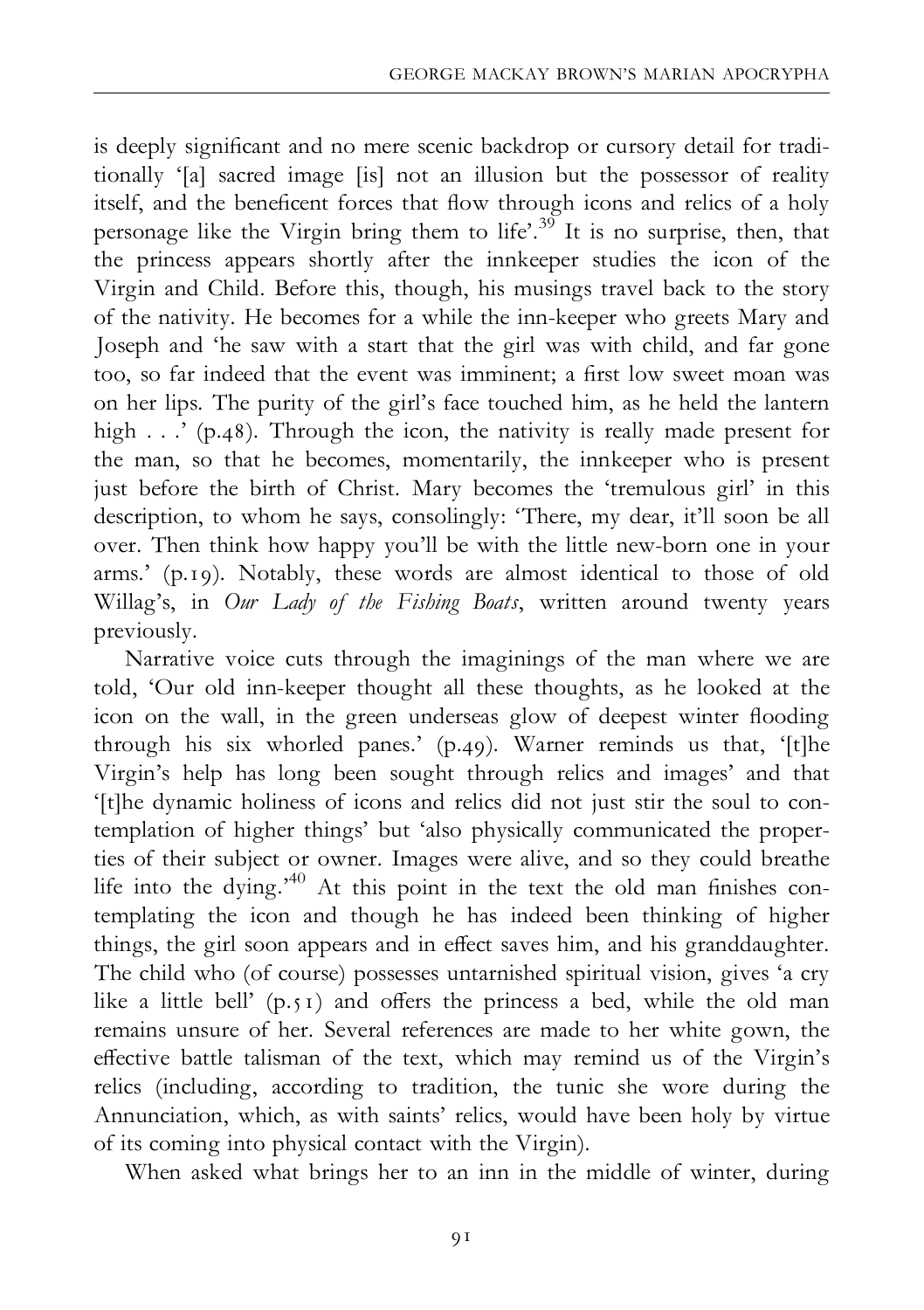is deeply significant and no mere scenic backdrop or cursory detail for traditionally '[a] sacred image [is] not an illusion but the possessor of reality itself, and the beneficent forces that flow through icons and relics of a holy personage like the Virgin bring them to life'.[39] It is no surprise, then, that the princess appears shortly after the innkeeper studies the icon of the Virgin and Child. Before this, though, his musings travel back to the story of the nativity. He becomes for a while the inn-keeper who greets Mary and Joseph and 'he saw with a start that the girl was with child, and far gone too, so far indeed that the event was imminent; a first low sweet moan was on her lips. The purity of the girl's face touched him, as he held the lantern high . . .' (p.48). Through the icon, the nativity is really made present for the man, so that he becomes, momentarily, the innkeeper who is present just before the birth of Christ. Mary becomes the 'tremulous girl' in this description, to whom he says, consolingly: 'There, my dear, it'll soon be all over. Then think how happy you'll be with the little new-born one in your arms.' (p.19). Notably, these words are almost identical to those of old Willag's, in *Our Lady of the Fishing Boats*, written around twenty years previously.

Narrative voice cuts through the imaginings of the man where we are told, 'Our old inn-keeper thought all these thoughts, as he looked at the icon on the wall, in the green underseas glow of deepest winter flooding through his six whorled panes.' (p.49). Warner reminds us that, '[t]he Virgin's help has long been sought through relics and images' and that '[t]he dynamic holiness of icons and relics did not just stir the soul to contemplation of higher things' but 'also physically communicated the properties of their subject or owner. Images were alive, and so they could breathe life into the dying.'[40] At this point in the text the old man finishes contemplating the icon and though he has indeed been thinking of higher things, the girl soon appears and in effect saves him, and his granddaughter. The child who (of course) possesses untarnished spiritual vision, gives 'a cry like a little bell' (p.51) and offers the princess a bed, while the old man remains unsure of her. Several references are made to her white gown, the effective battle talisman of the text, which may remind us of the Virgin's relics (including, according to tradition, the tunic she wore during the Annunciation, which, as with saints' relics, would have been holy by virtue of its coming into physical contact with the Virgin).

When asked what brings her to an inn in the middle of winter, during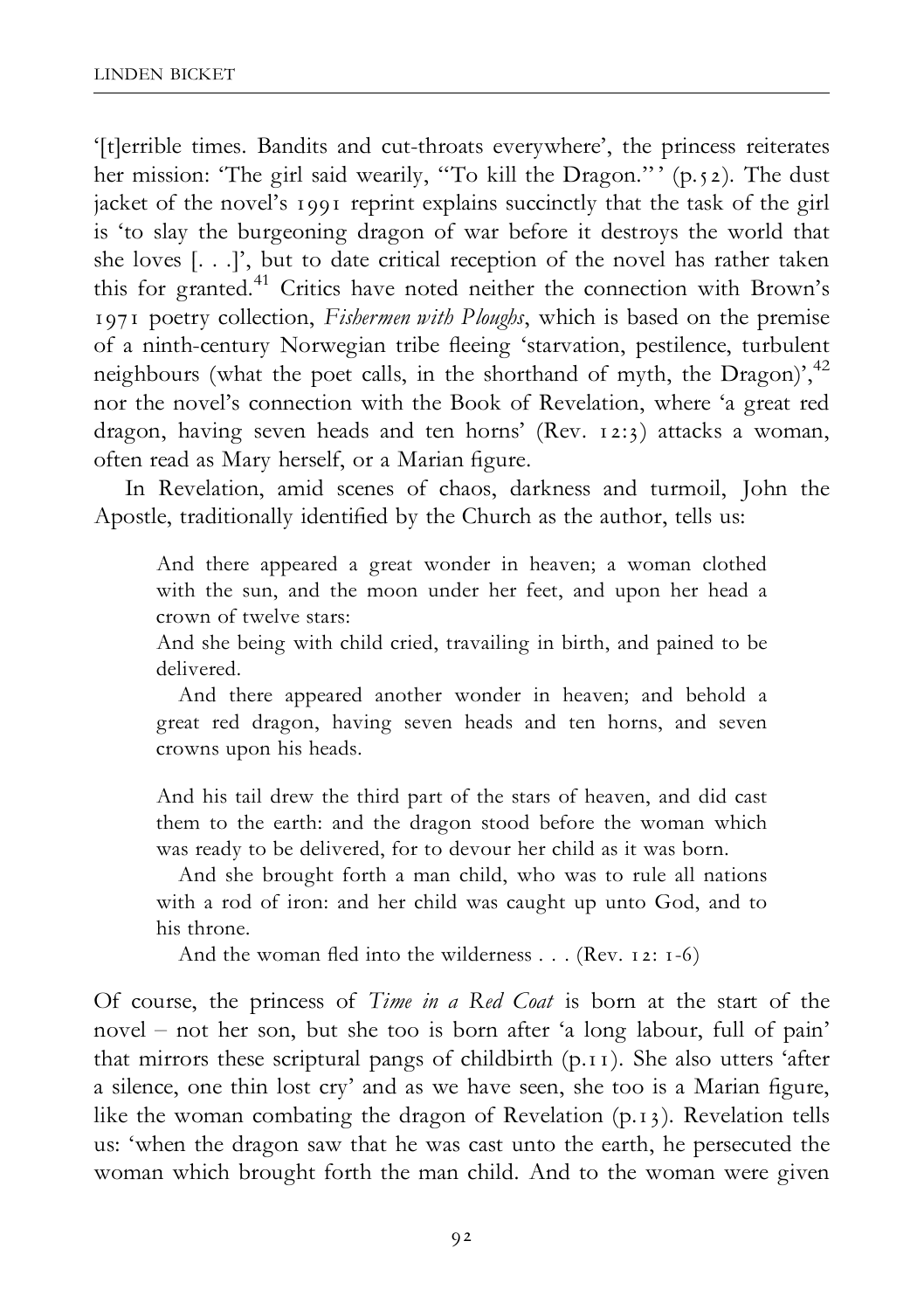'[t]errible times. Bandits and cut-throats everywhere', the princess reiterates her mission: 'The girl said wearily, "To kill the Dragon."' (p.52). The dust jacket of the novel's 1991 reprint explains succinctly that the task of the girl is 'to slay the burgeoning dragon of war before it destroys the world that she loves [. . .]', but to date critical reception of the novel has rather taken this for granted.[41] Critics have noted neither the connection with Brown's 1971 poetry collection, *Fishermen with Ploughs*, which is based on the premise of a ninth-century Norwegian tribe fleeing 'starvation, pestilence, turbulent neighbours (what the poet calls, in the shorthand of myth, the Dragon)',[42] nor the novel's connection with the Book of Revelation, where 'a great red dragon, having seven heads and ten horns' (Rev. 12:3) attacks a woman, often read as Mary herself, or a Marian figure.

In Revelation, amid scenes of chaos, darkness and turmoil, John the Apostle, traditionally identified by the Church as the author, tells us:

> And there appeared a great wonder in heaven; a woman clothed with the sun, and the moon under her feet, and upon her head a crown of twelve stars:
> And she being with child cried, travailing in birth, and pained to be delivered.
> And there appeared another wonder in heaven; and behold a great red dragon, having seven heads and ten horns, and seven crowns upon his heads.
>
> And his tail drew the third part of the stars of heaven, and did cast them to the earth: and the dragon stood before the woman which was ready to be delivered, for to devour her child as it was born.
> And she brought forth a man child, who was to rule all nations with a rod of iron: and her child was caught up unto God, and to his throne.
> And the woman fled into the wilderness . . . (Rev. 12: 1-6)

Of course, the princess of *Time in a Red Coat* is born at the start of the novel – not her son, but she too is born after 'a long labour, full of pain' that mirrors these scriptural pangs of childbirth (p.11). She also utters 'after a silence, one thin lost cry' and as we have seen, she too is a Marian figure, like the woman combating the dragon of Revelation (p.13). Revelation tells us: 'when the dragon saw that he was cast unto the earth, he persecuted the woman which brought forth the man child. And to the woman were given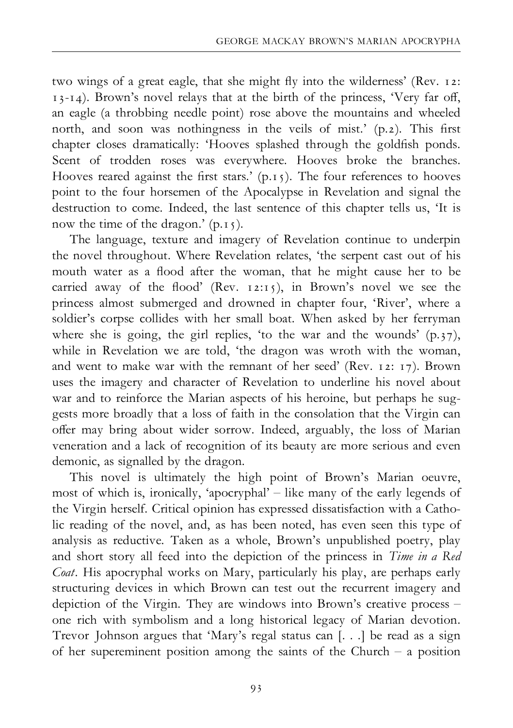two wings of a great eagle, that she might fly into the wilderness' (Rev. 12: 13-14). Brown's novel relays that at the birth of the princess, 'Very far off, an eagle (a throbbing needle point) rose above the mountains and wheeled north, and soon was nothingness in the veils of mist.' (p.2). This first chapter closes dramatically: 'Hooves splashed through the goldfish ponds. Scent of trodden roses was everywhere. Hooves broke the branches. Hooves reared against the first stars.' (p.15). The four references to hooves point to the four horsemen of the Apocalypse in Revelation and signal the destruction to come. Indeed, the last sentence of this chapter tells us, 'It is now the time of the dragon.' (p.15).

The language, texture and imagery of Revelation continue to underpin the novel throughout. Where Revelation relates, 'the serpent cast out of his mouth water as a flood after the woman, that he might cause her to be carried away of the flood' (Rev. 12:15), in Brown's novel we see the princess almost submerged and drowned in chapter four, 'River', where a soldier's corpse collides with her small boat. When asked by her ferryman where she is going, the girl replies, 'to the war and the wounds' (p.37), while in Revelation we are told, 'the dragon was wroth with the woman, and went to make war with the remnant of her seed' (Rev. 12: 17). Brown uses the imagery and character of Revelation to underline his novel about war and to reinforce the Marian aspects of his heroine, but perhaps he suggests more broadly that a loss of faith in the consolation that the Virgin can offer may bring about wider sorrow. Indeed, arguably, the loss of Marian veneration and a lack of recognition of its beauty are more serious and even demonic, as signalled by the dragon.

This novel is ultimately the high point of Brown's Marian oeuvre, most of which is, ironically, 'apocryphal' – like many of the early legends of the Virgin herself. Critical opinion has expressed dissatisfaction with a Catholic reading of the novel, and, as has been noted, has even seen this type of analysis as reductive. Taken as a whole, Brown's unpublished poetry, play and short story all feed into the depiction of the princess in *Time in a Red Coat*. His apocryphal works on Mary, particularly his play, are perhaps early structuring devices in which Brown can test out the recurrent imagery and depiction of the Virgin. They are windows into Brown's creative process – one rich with symbolism and a long historical legacy of Marian devotion. Trevor Johnson argues that 'Mary's regal status can [. . .] be read as a sign of her supereminent position among the saints of the Church – a position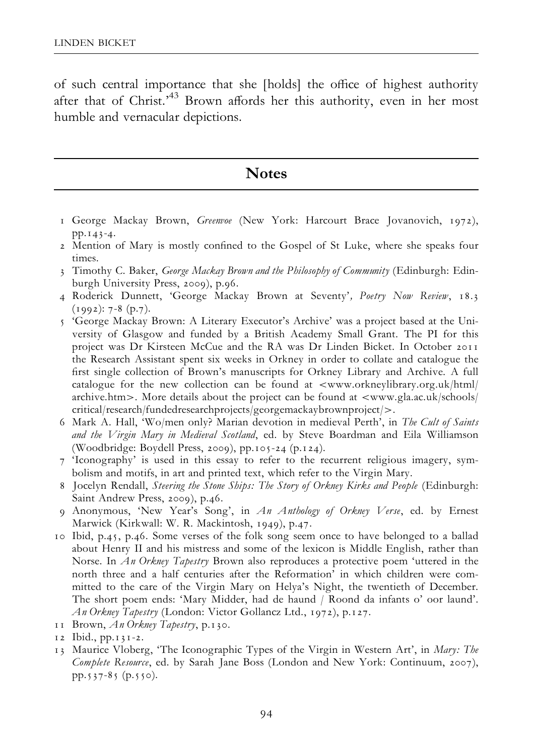of such central importance that she [holds] the office of highest authority after that of Christ.'[43] Brown affords her this authority, even in her most humble and vernacular depictions.

## Notes

1 George Mackay Brown, *Greenvoe* (New York: Harcourt Brace Jovanovich, 1972), pp.143-4.

2 Mention of Mary is mostly confined to the Gospel of St Luke, where she speaks four times.

3 Timothy C. Baker, *George Mackay Brown and the Philosophy of Community* (Edinburgh: Edinburgh University Press, 2009), p.96.

4 Roderick Dunnett, 'George Mackay Brown at Seventy', *Poetry Now Review*, 18.3 (1992): 7-8 (p.7).

5 'George Mackay Brown: A Literary Executor's Archive' was a project based at the University of Glasgow and funded by a British Academy Small Grant. The PI for this project was Dr Kirsteen McCue and the RA was Dr Linden Bicket. In October 2011 the Research Assistant spent six weeks in Orkney in order to collate and catalogue the first single collection of Brown's manuscripts for Orkney Library and Archive. A full catalogue for the new collection can be found at <www.orkneylibrary.org.uk/html/archive.htm>. More details about the project can be found at <www.gla.ac.uk/schools/critical/research/fundedresearchprojects/georgemackaybrownproject/>.

6 Mark A. Hall, 'Wo/men only? Marian devotion in medieval Perth', in *The Cult of Saints and the Virgin Mary in Medieval Scotland*, ed. by Steve Boardman and Eila Williamson (Woodbridge: Boydell Press, 2009), pp.105-24 (p.124).

7 'Iconography' is used in this essay to refer to the recurrent religious imagery, symbolism and motifs, in art and printed text, which refer to the Virgin Mary.

8 Jocelyn Rendall, *Steering the Stone Ships: The Story of Orkney Kirks and People* (Edinburgh: Saint Andrew Press, 2009), p.46.

9 Anonymous, 'New Year's Song', in *An Anthology of Orkney Verse*, ed. by Ernest Marwick (Kirkwall: W. R. Mackintosh, 1949), p.47.

10 Ibid, p.45, p.46. Some verses of the folk song seem once to have belonged to a ballad about Henry II and his mistress and some of the lexicon is Middle English, rather than Norse. In *An Orkney Tapestry* Brown also reproduces a protective poem 'uttered in the north three and a half centuries after the Reformation' in which children were committed to the care of the Virgin Mary on Helya's Night, the twentieth of December. The short poem ends: 'Mary Midder, had de haund / Roond da infants o' oor laund'. *An Orkney Tapestry* (London: Victor Gollancz Ltd., 1972), p.127.

11 Brown, *An Orkney Tapestry*, p.130.

12 Ibid., pp.131-2.

13 Maurice Vloberg, 'The Iconographic Types of the Virgin in Western Art', in *Mary: The Complete Resource*, ed. by Sarah Jane Boss (London and New York: Continuum, 2007), pp.537-85 (p.550).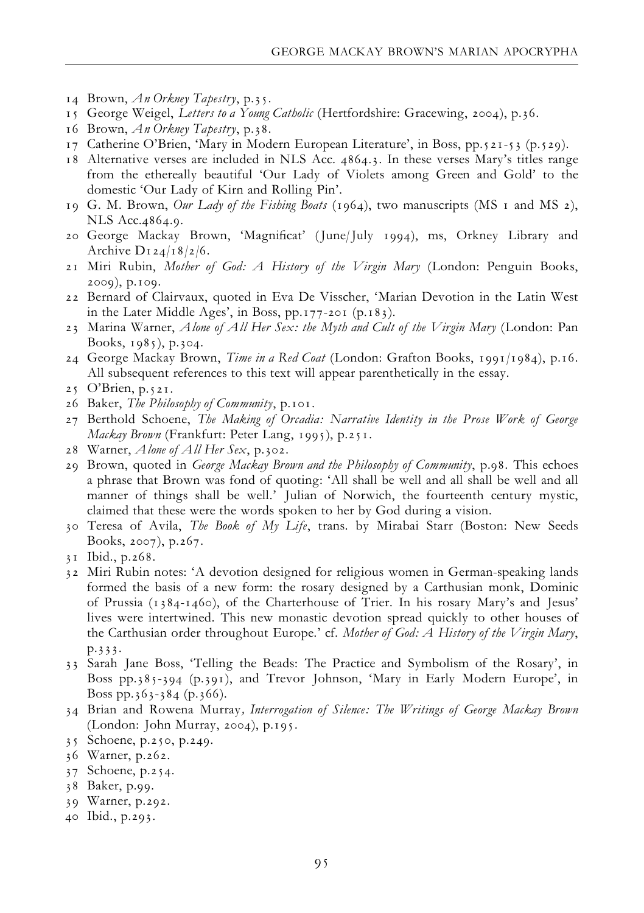14 Brown, *An Orkney Tapestry*, p.35.
15 George Weigel, *Letters to a Young Catholic* (Hertfordshire: Gracewing, 2004), p.36.
16 Brown, *An Orkney Tapestry*, p.38.
17 Catherine O'Brien, 'Mary in Modern European Literature', in Boss, pp.521-53 (p.529).
18 Alternative verses are included in NLS Acc. 4864.3. In these verses Mary's titles range from the ethereally beautiful 'Our Lady of Violets among Green and Gold' to the domestic 'Our Lady of Kirn and Rolling Pin'.
19 G. M. Brown, *Our Lady of the Fishing Boats* (1964), two manuscripts (MS 1 and MS 2), NLS Acc.4864.9.
20 George Mackay Brown, 'Magnificat' (June/July 1994), ms, Orkney Library and Archive D124/18/2/6.
21 Miri Rubin, *Mother of God: A History of the Virgin Mary* (London: Penguin Books, 2009), p.109.
22 Bernard of Clairvaux, quoted in Eva De Visscher, 'Marian Devotion in the Latin West in the Later Middle Ages', in Boss, pp.177-201 (p.183).
23 Marina Warner, *Alone of All Her Sex: the Myth and Cult of the Virgin Mary* (London: Pan Books, 1985), p.304.
24 George Mackay Brown, *Time in a Red Coat* (London: Grafton Books, 1991/1984), p.16. All subsequent references to this text will appear parenthetically in the essay.
25 O'Brien, p.521.
26 Baker, *The Philosophy of Community*, p.101.
27 Berthold Schoene, *The Making of Orcadia: Narrative Identity in the Prose Work of George Mackay Brown* (Frankfurt: Peter Lang, 1995), p.251.
28 Warner, *Alone of All Her Sex*, p.302.
29 Brown, quoted in *George Mackay Brown and the Philosophy of Community*, p.98. This echoes a phrase that Brown was fond of quoting: 'All shall be well and all shall be well and all manner of things shall be well.' Julian of Norwich, the fourteenth century mystic, claimed that these were the words spoken to her by God during a vision.
30 Teresa of Avila, *The Book of My Life*, trans. by Mirabai Starr (Boston: New Seeds Books, 2007), p.267.
31 Ibid., p.268.
32 Miri Rubin notes: 'A devotion designed for religious women in German-speaking lands formed the basis of a new form: the rosary designed by a Carthusian monk, Dominic of Prussia (1384-1460), of the Charterhouse of Trier. In his rosary Mary's and Jesus' lives were intertwined. This new monastic devotion spread quickly to other houses of the Carthusian order throughout Europe.' cf. *Mother of God: A History of the Virgin Mary*, p.333.
33 Sarah Jane Boss, 'Telling the Beads: The Practice and Symbolism of the Rosary', in Boss pp.385-394 (p.391), and Trevor Johnson, 'Mary in Early Modern Europe', in Boss pp.363-384 (p.366).
34 Brian and Rowena Murray, *Interrogation of Silence: The Writings of George Mackay Brown* (London: John Murray, 2004), p.195.
35 Schoene, p.250, p.249.
36 Warner, p.262.
37 Schoene, p.254.
38 Baker, p.99.
39 Warner, p.292.
40 Ibid., p.293.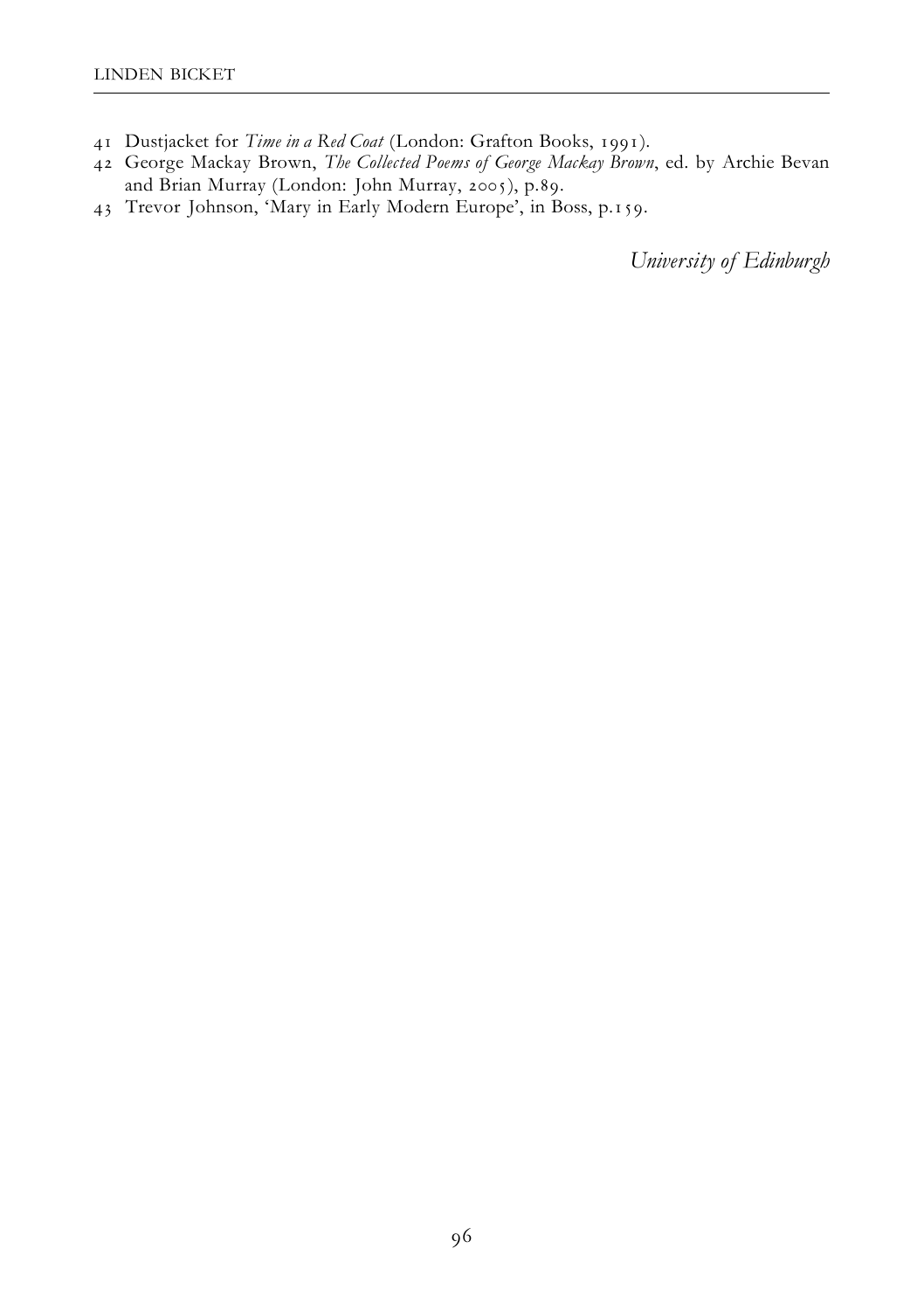41 Dustjacket for *Time in a Red Coat* (London: Grafton Books, 1991).

42 George Mackay Brown, *The Collected Poems of George Mackay Brown*, ed. by Archie Bevan and Brian Murray (London: John Murray, 2005), p.89.

43 Trevor Johnson, 'Mary in Early Modern Europe', in Boss, p.159.

*University of Edinburgh*